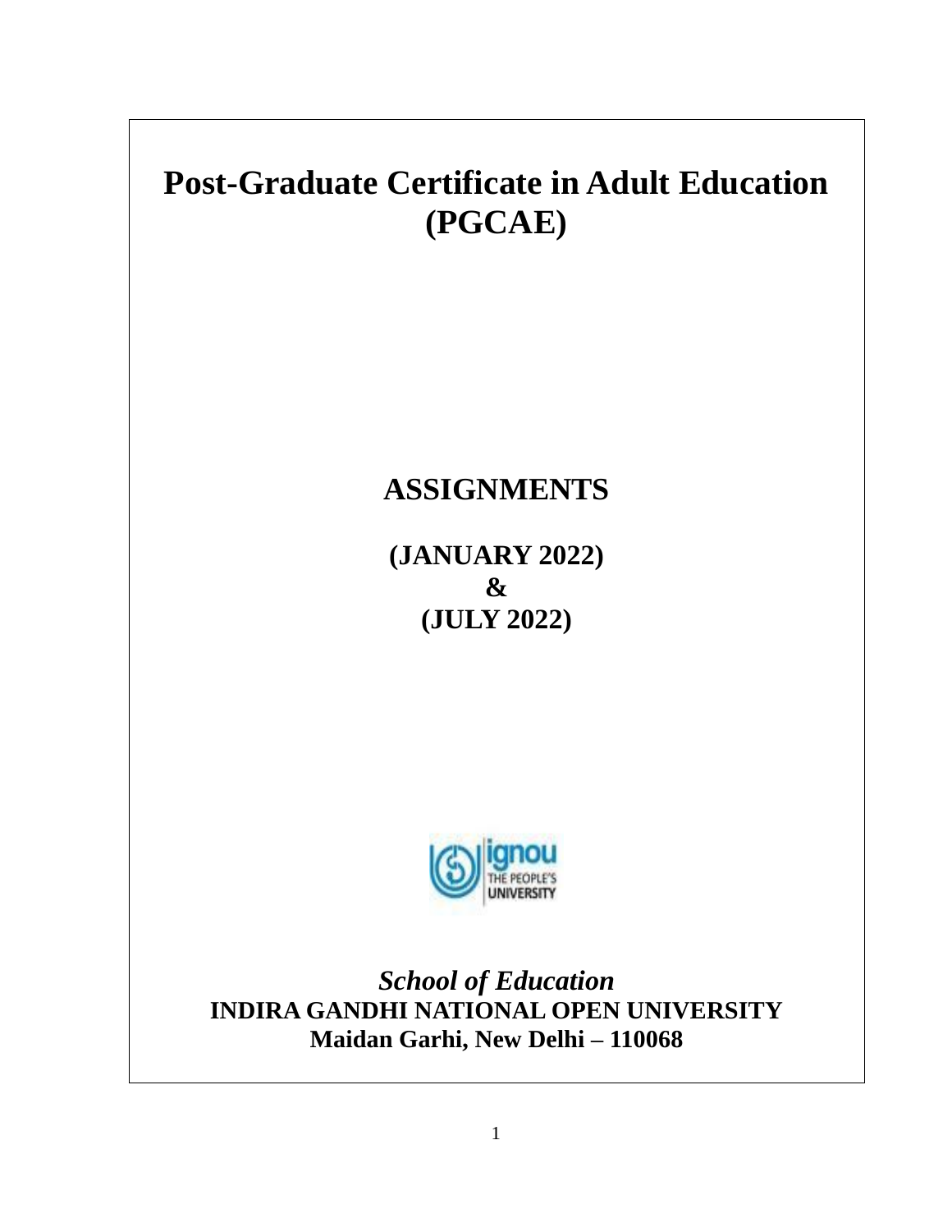# Post-Graduate Certificate in Adult Education (PGCAE)

## ASSIGNMENTS

**(JANUARY 2022)**
**&**
**(JULY 2022)**

*School of Education*
**INDIRA GANDHI NATIONAL OPEN UNIVERSITY**
**Maidan Garhi, New Delhi – 110068**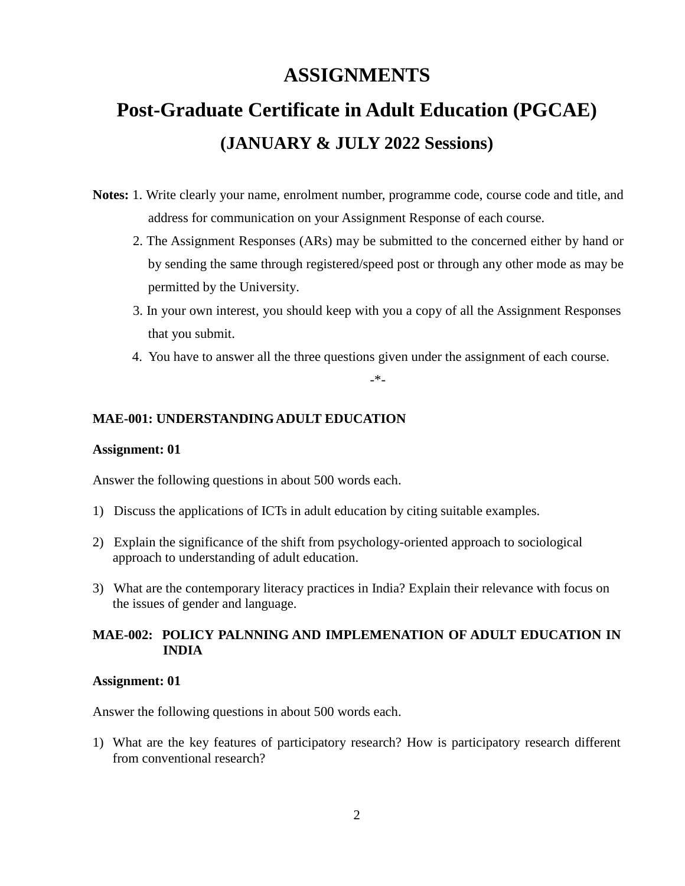# ASSIGNMENTS

## Post-Graduate Certificate in Adult Education (PGCAE)

### (JANUARY & JULY 2022 Sessions)

**Notes:** 1. Write clearly your name, enrolment number, programme code, course code and title, and address for communication on your Assignment Response of each course.

2. The Assignment Responses (ARs) may be submitted to the concerned either by hand or by sending the same through registered/speed post or through any other mode as may be permitted by the University.

3. In your own interest, you should keep with you a copy of all the Assignment Responses that you submit.

4. You have to answer all the three questions given under the assignment of each course.

-*-

**MAE-001: UNDERSTANDING ADULT EDUCATION**

**Assignment: 01**

Answer the following questions in about 500 words each.

1) Discuss the applications of ICTs in adult education by citing suitable examples.

2) Explain the significance of the shift from psychology-oriented approach to sociological approach to understanding of adult education.

3) What are the contemporary literacy practices in India? Explain their relevance with focus on the issues of gender and language.

**MAE-002: POLICY PALNNING AND IMPLEMENATION OF ADULT EDUCATION IN INDIA**

**Assignment: 01**

Answer the following questions in about 500 words each.

1) What are the key features of participatory research? How is participatory research different from conventional research?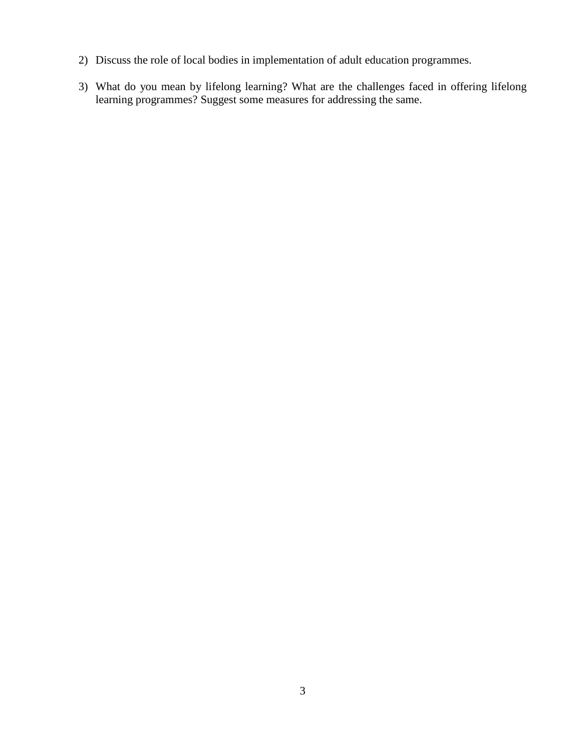2) Discuss the role of local bodies in implementation of adult education programmes.

3) What do you mean by lifelong learning? What are the challenges faced in offering lifelong learning programmes? Suggest some measures for addressing the same.